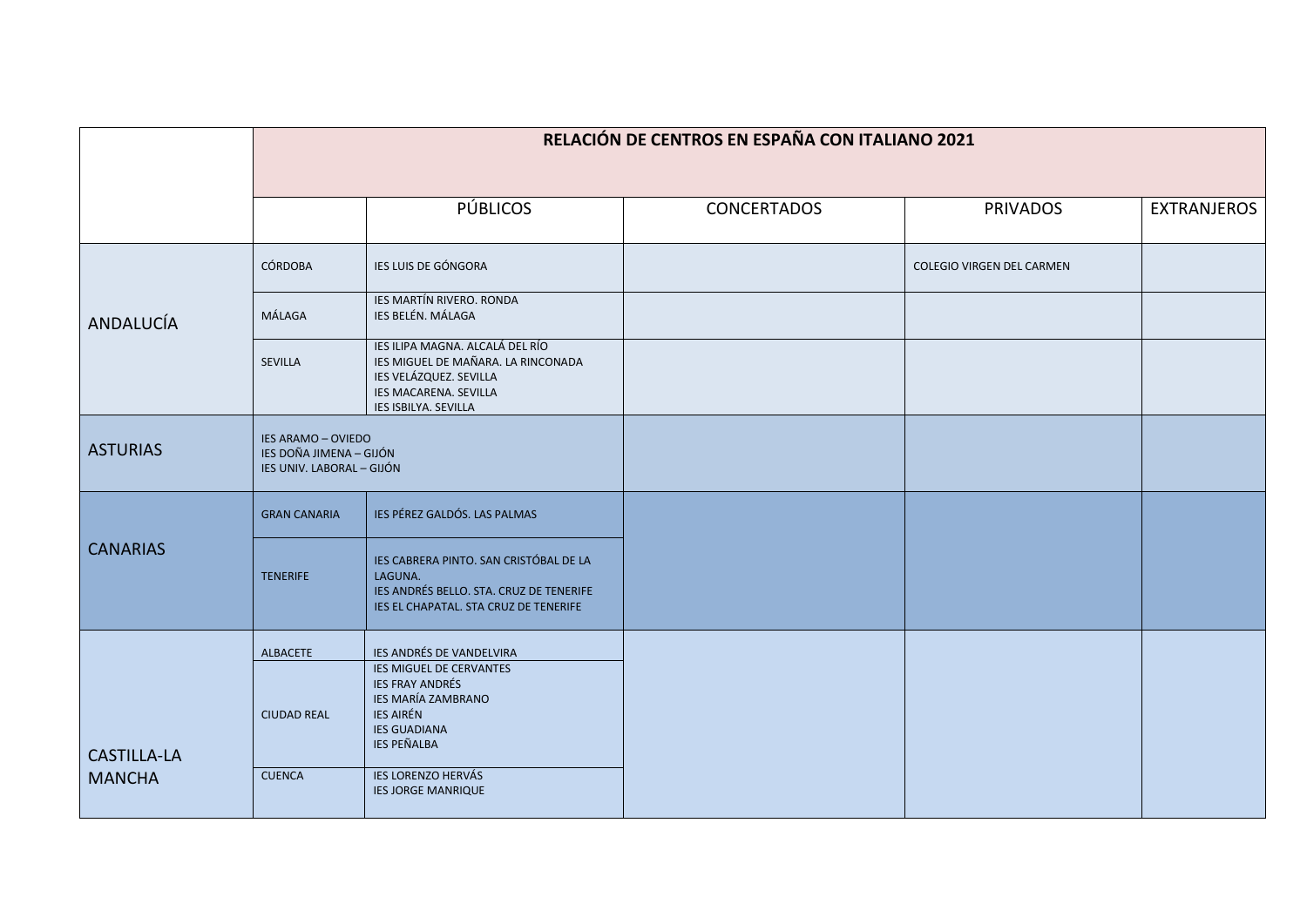| | RELACIÓN DE CENTROS EN ESPAÑA CON ITALIANO 2021 | | | | |
|---|---|---|---|---|---|
| | | PÚBLICOS | CONCERTADOS | PRIVADOS | EXTRANJEROS |
| ANDALUCÍA | CÓRDOBA | IES LUIS DE GÓNGORA | | COLEGIO VIRGEN DEL CARMEN | |
| | MÁLAGA | IES MARTÍN RIVERO. RONDA<br>IES BELÉN. MÁLAGA | | | |
| | SEVILLA | IES ILIPA MAGNA. ALCALÁ DEL RÍO<br>IES MIGUEL DE MAÑARA. LA RINCONADA<br>IES VELÁZQUEZ. SEVILLA<br>IES MACARENA. SEVILLA<br>IES ISBILYA. SEVILLA | | | |
| ASTURIAS | IES ARAMO – OVIEDO<br>IES DOÑA JIMENA – GIJÓN<br>IES UNIV. LABORAL – GIJÓN | | | | |
| CANARIAS | GRAN CANARIA | IES PÉREZ GALDÓS. LAS PALMAS | | | |
| | TENERIFE | IES CABRERA PINTO. SAN CRISTÓBAL DE LA LAGUNA.<br>IES ANDRÉS BELLO. STA. CRUZ DE TENERIFE<br>IES EL CHAPATAL. STA CRUZ DE TENERIFE | | | |
| CASTILLA-LA MANCHA | ALBACETE | IES ANDRÉS DE VANDELVIRA | | | |
| | CIUDAD REAL | IES MIGUEL DE CERVANTES<br>IES FRAY ANDRÉS<br>IES MARÍA ZAMBRANO<br>IES AIRÉN<br>IES GUADIANA<br>IES PEÑALBA | | | |
| | CUENCA | IES LORENZO HERVÁS<br>IES JORGE MANRIQUE | | | |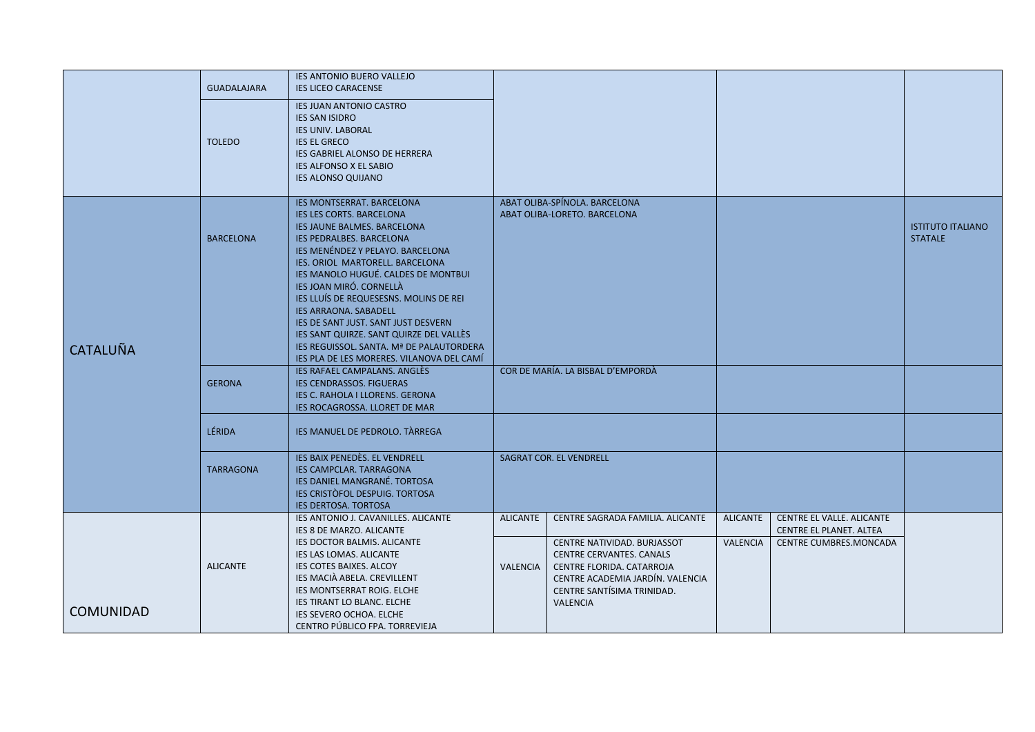| | | | | | | | |
|---|---|---|---|---|---|---|---|
| | GUADALAJARA | IES ANTONIO BUERO VALLEJO<br>IES LICEO CARACENSE | | | | | |
| | TOLEDO | IES JUAN ANTONIO CASTRO<br>IES SAN ISIDRO<br>IES UNIV. LABORAL<br>IES EL GRECO<br>IES GABRIEL ALONSO DE HERRERA<br>IES ALFONSO X EL SABIO<br>IES ALONSO QUIJANO | | | | | |
| CATALUÑA | BARCELONA | IES MONTSERRAT. BARCELONA<br>IES LES CORTS. BARCELONA<br>IES JAUNE BALMES. BARCELONA<br>IES PEDRALBES. BARCELONA<br>IES MENÉNDEZ Y PELAYO. BARCELONA<br>IES. ORIOL MARTORELL. BARCELONA<br>IES MANOLO HUGUÉ. CALDES DE MONTBUI<br>IES JOAN MIRÓ. CORNELLÀ<br>IES LLUÍS DE REQUESESNS. MOLINS DE REI<br>IES ARRAONA. SABADELL<br>IES DE SANT JUST. SANT JUST DESVERN<br>IES SANT QUIRZE. SANT QUIRZE DEL VALLÈS<br>IES REGUISSOL. SANTA. Mª DE PALAUTORDERA<br>IES PLA DE LES MORERES. VILANOVA DEL CAMÍ | | ABAT OLIBA-SPÍNOLA. BARCELONA<br>ABAT OLIBA-LORETO. BARCELONA | | | ISTITUTO ITALIANO STATALE |
| | GERONA | IES RAFAEL CAMPALANS. ANGLÈS<br>IES CENDRASSOS. FIGUERAS<br>IES C. RAHOLA I LLORENS. GERONA<br>IES ROCAGROSSA. LLORET DE MAR | | COR DE MARÍA. LA BISBAL D'EMPORDÀ | | | |
| | LÉRIDA | IES MANUEL DE PEDROLO. TÀRREGA | | | | | |
| | TARRAGONA | IES BAIX PENEDÈS. EL VENDRELL<br>IES CAMPCLAR. TARRAGONA<br>IES DANIEL MANGRANÉ. TORTOSA<br>IES CRISTÒFOL DESPUIG. TORTOSA<br>IES DERTOSA. TORTOSA | | SAGRAT COR. EL VENDRELL | | | |
| COMUNIDAD | ALICANTE | IES ANTONIO J. CAVANILLES. ALICANTE<br>IES 8 DE MARZO. ALICANTE<br>IES DOCTOR BALMIS. ALICANTE<br>IES LAS LOMAS. ALICANTE<br>IES COTES BAIXES. ALCOY<br>IES MACIÀ ABELA. CREVILLENT<br>IES MONTSERRAT ROIG. ELCHE<br>IES TIRANT LO BLANC. ELCHE<br>IES SEVERO OCHOA. ELCHE<br>CENTRO PÚBLICO FPA. TORREVIEJA | ALICANTE | CENTRE SAGRADA FAMILIA. ALICANTE | ALICANTE | CENTRE EL VALLE. ALICANTE<br>CENTRE EL PLANET. ALTEA | |
| | | | VALENCIA | CENTRE NATIVIDAD. BURJASSOT<br>CENTRE CERVANTES. CANALS<br>CENTRE FLORIDA. CATARROJA<br>CENTRE ACADEMIA JARDÍN. VALENCIA<br>CENTRE SANTÍSIMA TRINIDAD. VALENCIA | VALENCIA | CENTRE CUMBRES.MONCADA | |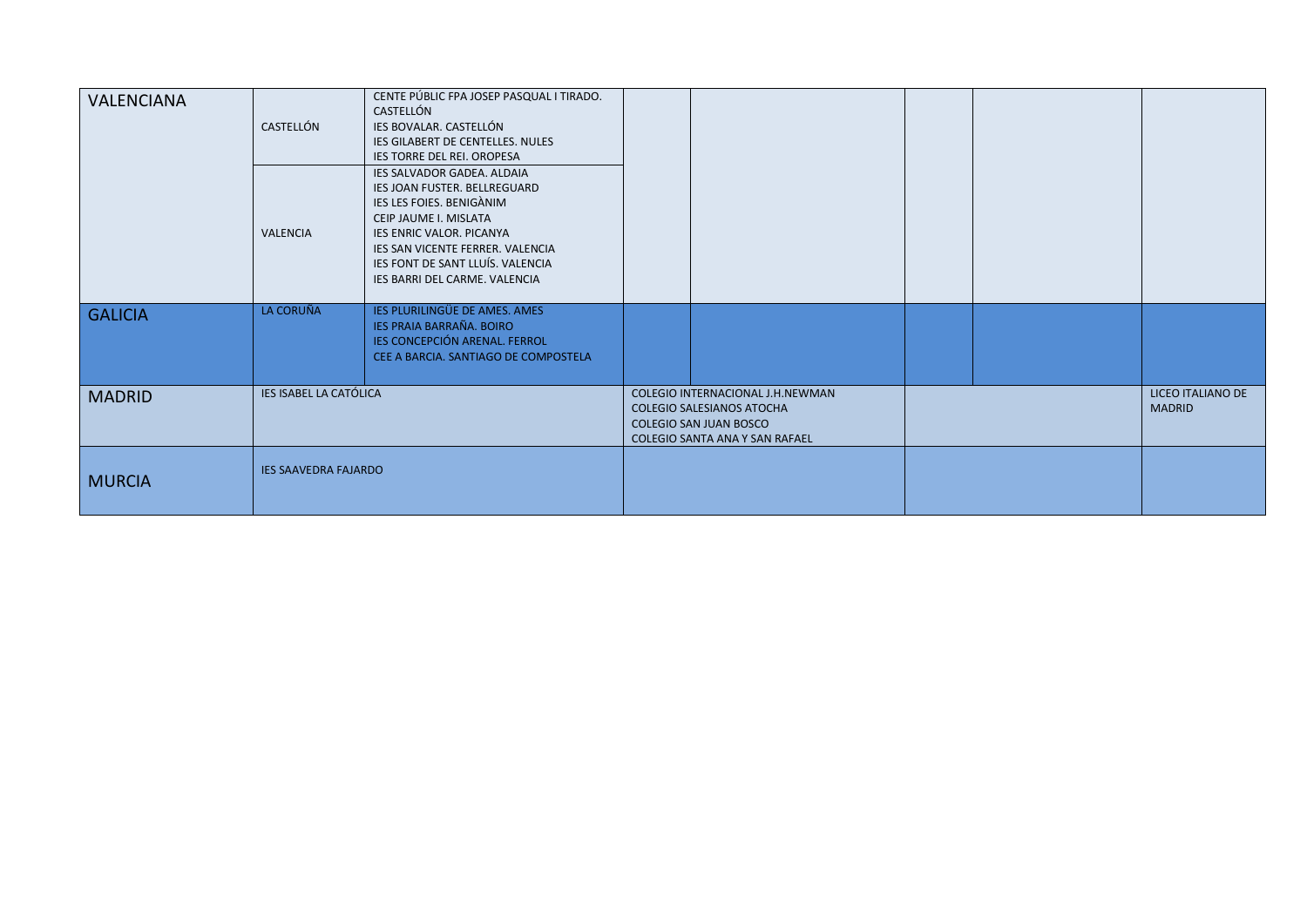| | | | | | | | |
|---|---|---|---|---|---|---|---|
| VALENCIANA | CASTELLÓN | CENTE PÚBLIC FPA JOSEP PASQUAL I TIRADO. CASTELLÓN<br>IES BOVALAR. CASTELLÓN<br>IES GILABERT DE CENTELLES. NULES<br>IES TORRE DEL REI. OROPESA | | | | | |
| | VALENCIA | IES SALVADOR GADEA. ALDAIA<br>IES JOAN FUSTER. BELLREGUARD<br>IES LES FOIES. BENIGÀNIM<br>CEIP JAUME I. MISLATA<br>IES ENRIC VALOR. PICANYA<br>IES SAN VICENTE FERRER. VALENCIA<br>IES FONT DE SANT LLUÍS. VALENCIA<br>IES BARRI DEL CARME. VALENCIA | | | | | |
| GALICIA | LA CORUÑA | IES PLURILINGÜE DE AMES. AMES<br>IES PRAIA BARRAÑA. BOIRO<br>IES CONCEPCIÓN ARENAL. FERROL<br>CEE A BARCIA. SANTIAGO DE COMPOSTELA | | | | | |
| MADRID | IES ISABEL LA CATÓLICA | | COLEGIO INTERNACIONAL J.H.NEWMAN<br>COLEGIO SALESIANOS ATOCHA<br>COLEGIO SAN JUAN BOSCO<br>COLEGIO SANTA ANA Y SAN RAFAEL | | | | LICEO ITALIANO DE MADRID |
| MURCIA | IES SAAVEDRA FAJARDO | | | | | | |